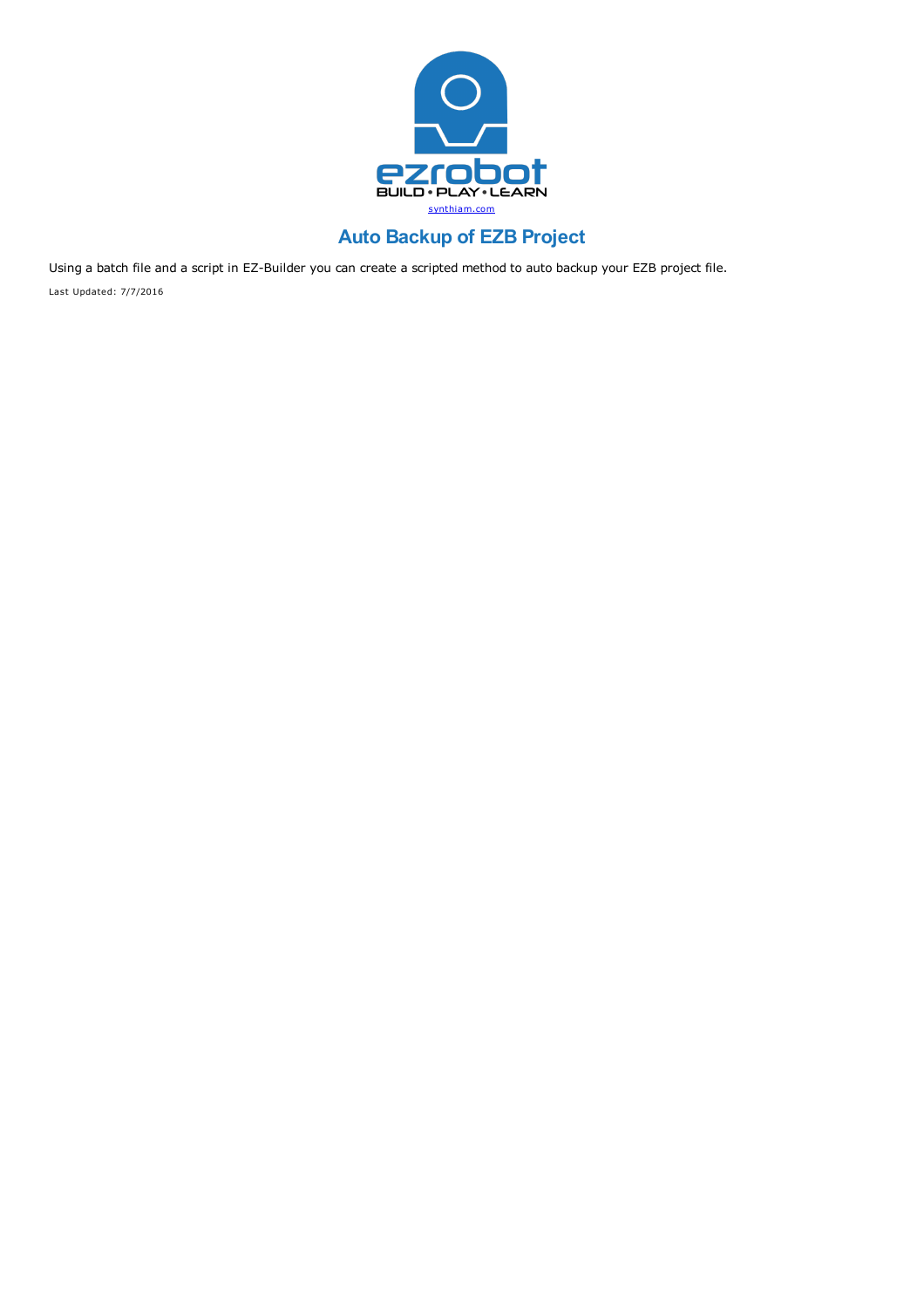synthiam.com

# Auto Backup of EZB Project

Using a batch file and a script in EZ-Builder you can create a scripted method to auto backup your EZB project file.

Last Updated: 7/7/2016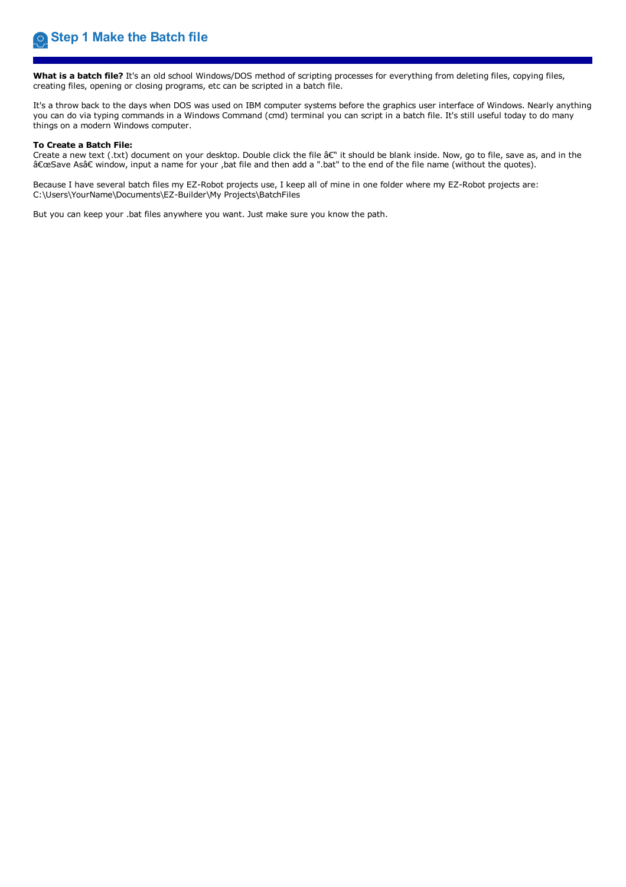## Step 1 Make the Batch file

**What is a batch file?** It's an old school Windows/DOS method of scripting processes for everything from deleting files, copying files, creating files, opening or closing programs, etc can be scripted in a batch file.

It's a throw back to the days when DOS was used on IBM computer systems before the graphics user interface of Windows. Nearly anything you can do via typing commands in a Windows Command (cmd) terminal you can script in a batch file. It's still useful today to do many things on a modern Windows computer.

**To Create a Batch File:**
Create a new text (.txt) document on your desktop. Double click the file â€" it should be blank inside. Now, go to file, save as, and in the â€œSave Asâ€ window, input a name for your ,bat file and then add a ".bat" to the end of the file name (without the quotes).

Because I have several batch files my EZ-Robot projects use, I keep all of mine in one folder where my EZ-Robot projects are:
C:\Users\YourName\Documents\EZ-Builder\My Projects\BatchFiles

But you can keep your .bat files anywhere you want. Just make sure you know the path.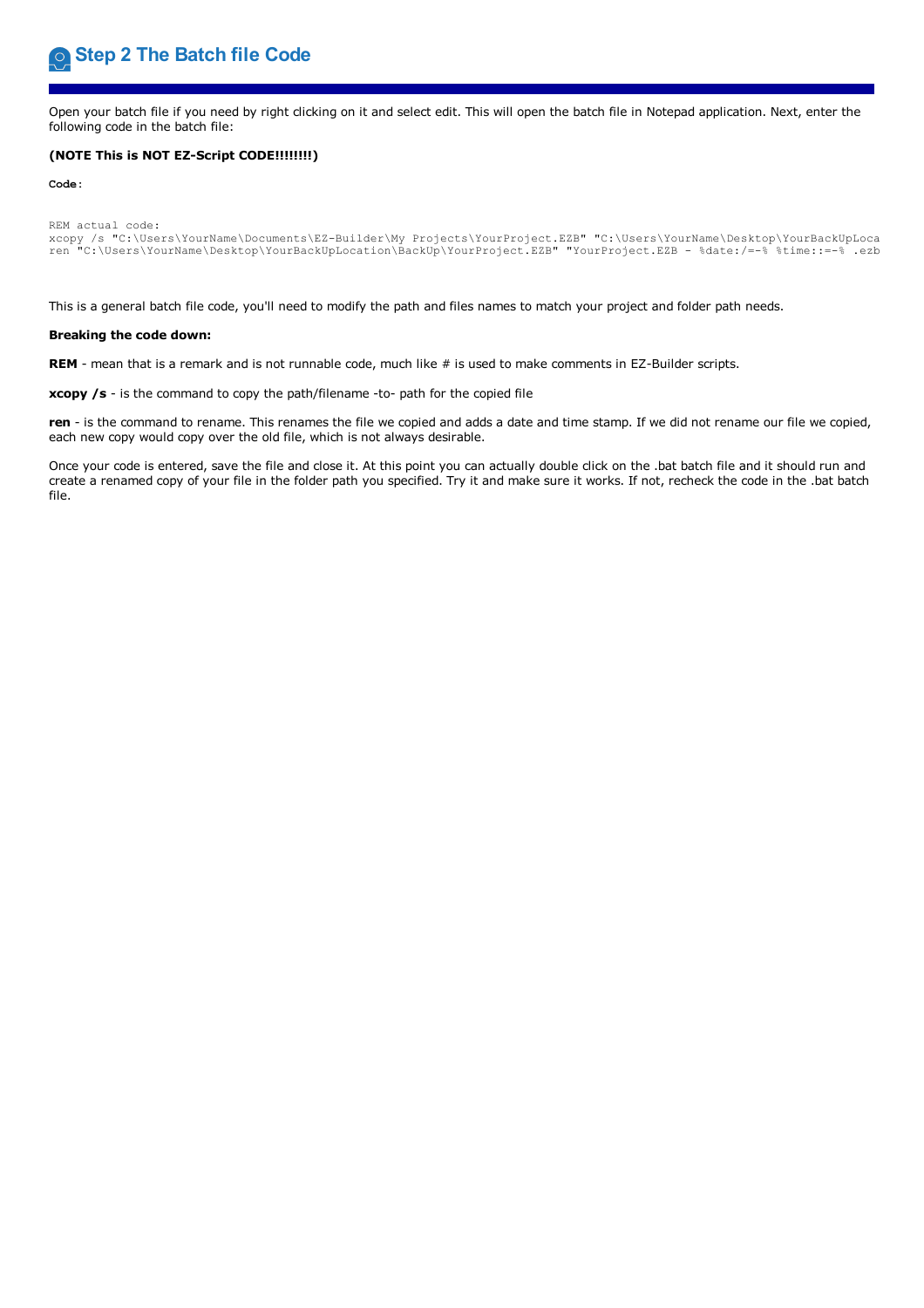## Step 2 The Batch file Code

Open your batch file if you need by right clicking on it and select edit. This will open the batch file in Notepad application. Next, enter the following code in the batch file:

**(NOTE This is NOT EZ-Script CODE!!!!!!!!)**

**Code:**

```
REM actual code:
xcopy /s "C:\Users\YourName\Documents\EZ-Builder\My Projects\YourProject.EZB" "C:\Users\YourName\Desktop\YourBackUpLoca
ren "C:\Users\YourName\Desktop\YourBackUpLocation\BackUp\YourProject.EZB" "YourProject.EZB - %date:/=-% %time::=-% .ezb
```

This is a general batch file code, you'll need to modify the path and files names to match your project and folder path needs.

**Breaking the code down:**

**REM** - mean that is a remark and is not runnable code, much like # is used to make comments in EZ-Builder scripts.

**xcopy /s** - is the command to copy the path/filename -to- path for the copied file

**ren** - is the command to rename. This renames the file we copied and adds a date and time stamp. If we did not rename our file we copied, each new copy would copy over the old file, which is not always desirable.

Once your code is entered, save the file and close it. At this point you can actually double click on the .bat batch file and it should run and create a renamed copy of your file in the folder path you specified. Try it and make sure it works. If not, recheck the code in the .bat batch file.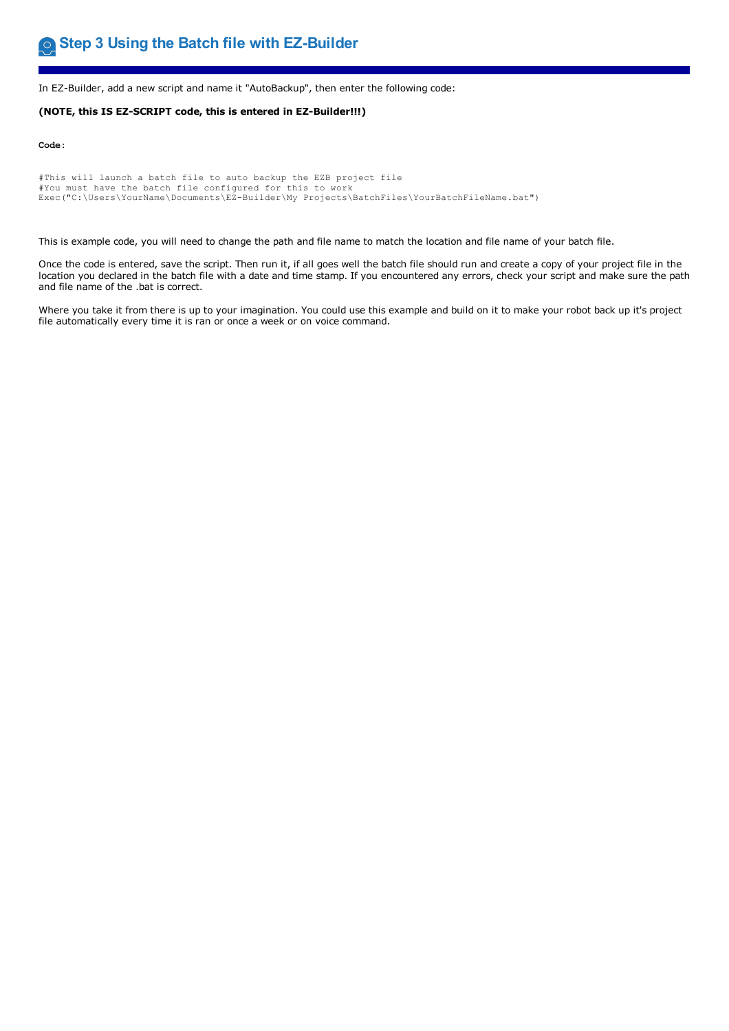## Step 3 Using the Batch file with EZ-Builder

In EZ-Builder, add a new script and name it "AutoBackup", then enter the following code:

**(NOTE, this IS EZ-SCRIPT code, this is entered in EZ-Builder!!!)**

**Code:**

```
#This will launch a batch file to auto backup the EZB project file
#You must have the batch file configured for this to work
Exec("C:\Users\YourName\Documents\EZ-Builder\My Projects\BatchFiles\YourBatchFileName.bat")
```

This is example code, you will need to change the path and file name to match the location and file name of your batch file.

Once the code is entered, save the script. Then run it, if all goes well the batch file should run and create a copy of your project file in the location you declared in the batch file with a date and time stamp. If you encountered any errors, check your script and make sure the path and file name of the .bat is correct.

Where you take it from there is up to your imagination. You could use this example and build on it to make your robot back up it's project file automatically every time it is ran or once a week or on voice command.